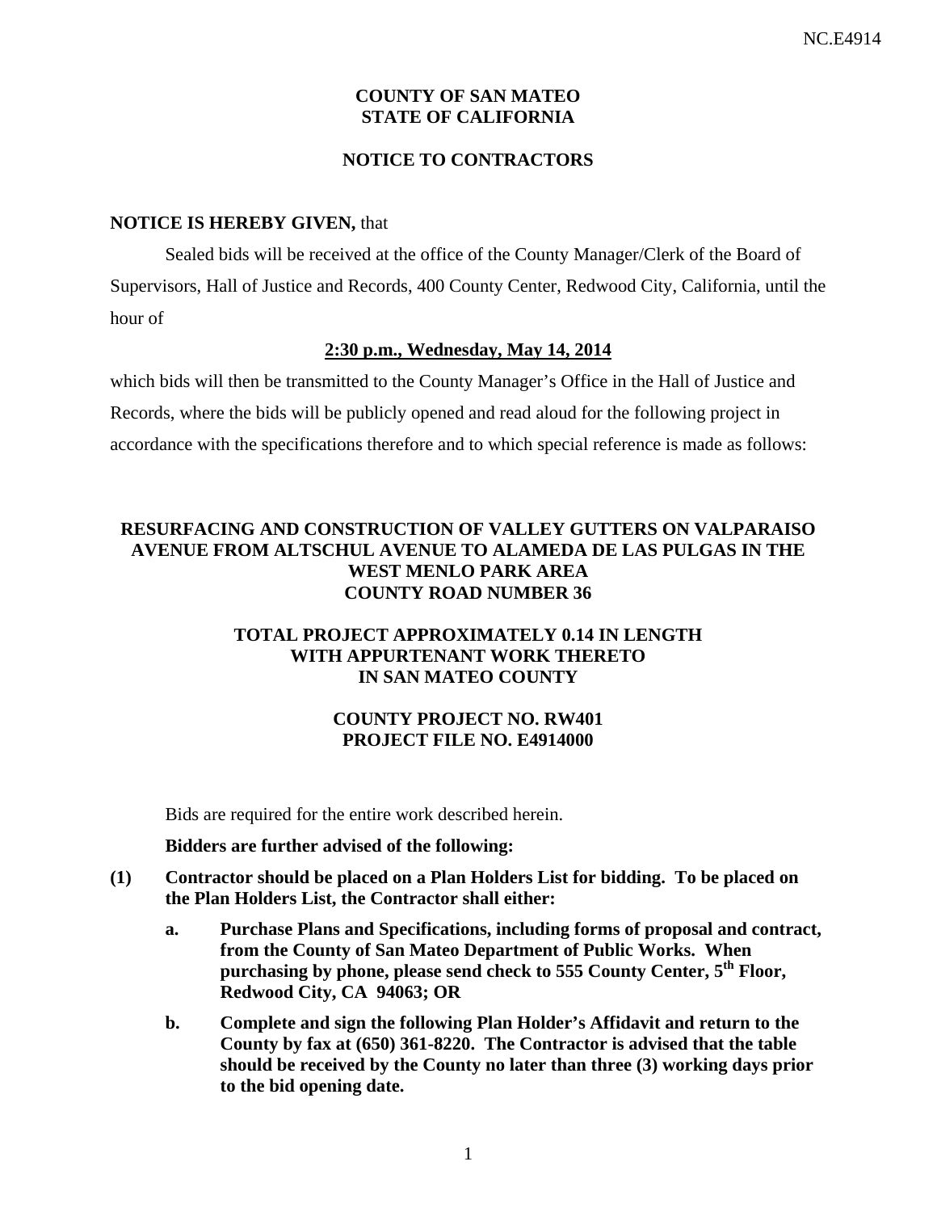**COUNTY OF SAN MATEO**
**STATE OF CALIFORNIA**

**NOTICE TO CONTRACTORS**

**NOTICE IS HEREBY GIVEN,** that

Sealed bids will be received at the office of the County Manager/Clerk of the Board of Supervisors, Hall of Justice and Records, 400 County Center, Redwood City, California, until the hour of

**2:30 p.m., Wednesday, May 14, 2014**

which bids will then be transmitted to the County Manager's Office in the Hall of Justice and Records, where the bids will be publicly opened and read aloud for the following project in accordance with the specifications therefore and to which special reference is made as follows:

**RESURFACING AND CONSTRUCTION OF VALLEY GUTTERS ON VALPARAISO AVENUE FROM ALTSCHUL AVENUE TO ALAMEDA DE LAS PULGAS IN THE WEST MENLO PARK AREA**
**COUNTY ROAD NUMBER 36**

**TOTAL PROJECT APPROXIMATELY 0.14 IN LENGTH**
**WITH APPURTENANT WORK THERETO**
**IN SAN MATEO COUNTY**

**COUNTY PROJECT NO. RW401**
**PROJECT FILE NO. E4914000**

Bids are required for the entire work described herein.

**Bidders are further advised of the following:**

**(1) Contractor should be placed on a Plan Holders List for bidding. To be placed on the Plan Holders List, the Contractor shall either:**

**a. Purchase Plans and Specifications, including forms of proposal and contract, from the County of San Mateo Department of Public Works. When purchasing by phone, please send check to 555 County Center, 5th Floor, Redwood City, CA 94063; OR**

**b. Complete and sign the following Plan Holder's Affidavit and return to the County by fax at (650) 361-8220. The Contractor is advised that the table should be received by the County no later than three (3) working days prior to the bid opening date.**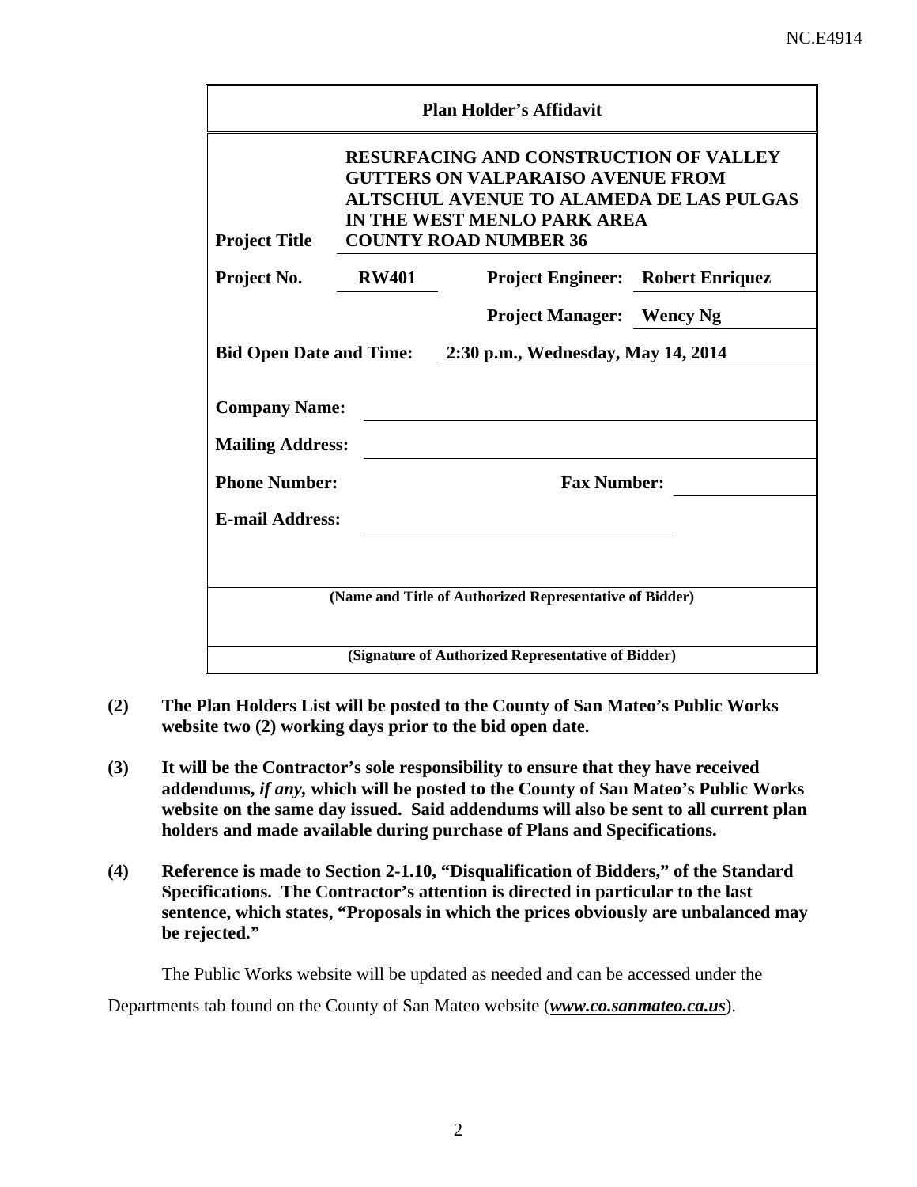| Plan Holder's Affidavit | | | |
|---|---|---|---|
| **Project Title** | **RESURFACING AND CONSTRUCTION OF VALLEY GUTTERS ON VALPARAISO AVENUE FROM ALTSCHUL AVENUE TO ALAMEDA DE LAS PULGAS IN THE WEST MENLO PARK AREA COUNTY ROAD NUMBER 36** | | |
| **Project No.** | **RW401** | **Project Engineer:** | **Robert Enriquez** |
| | | **Project Manager:** | **Wency Ng** |
| **Bid Open Date and Time:** | **2:30 p.m., Wednesday, May 14, 2014** | | |
| **Company Name:** | | | |
| **Mailing Address:** | | | |
| **Phone Number:** | | **Fax Number:** | |
| **E-mail Address:** | | | |
| **(Name and Title of Authorized Representative of Bidder)** | | | |
| **(Signature of Authorized Representative of Bidder)** | | | |

**(2) The Plan Holders List will be posted to the County of San Mateo's Public Works website two (2) working days prior to the bid open date.**

**(3) It will be the Contractor's sole responsibility to ensure that they have received addendums, *if any,* which will be posted to the County of San Mateo's Public Works website on the same day issued. Said addendums will also be sent to all current plan holders and made available during purchase of Plans and Specifications.**

**(4) Reference is made to Section 2-1.10, "Disqualification of Bidders," of the Standard Specifications. The Contractor's attention is directed in particular to the last sentence, which states, "Proposals in which the prices obviously are unbalanced may be rejected."**

The Public Works website will be updated as needed and can be accessed under the Departments tab found on the County of San Mateo website (***www.co.sanmateo.ca.us***).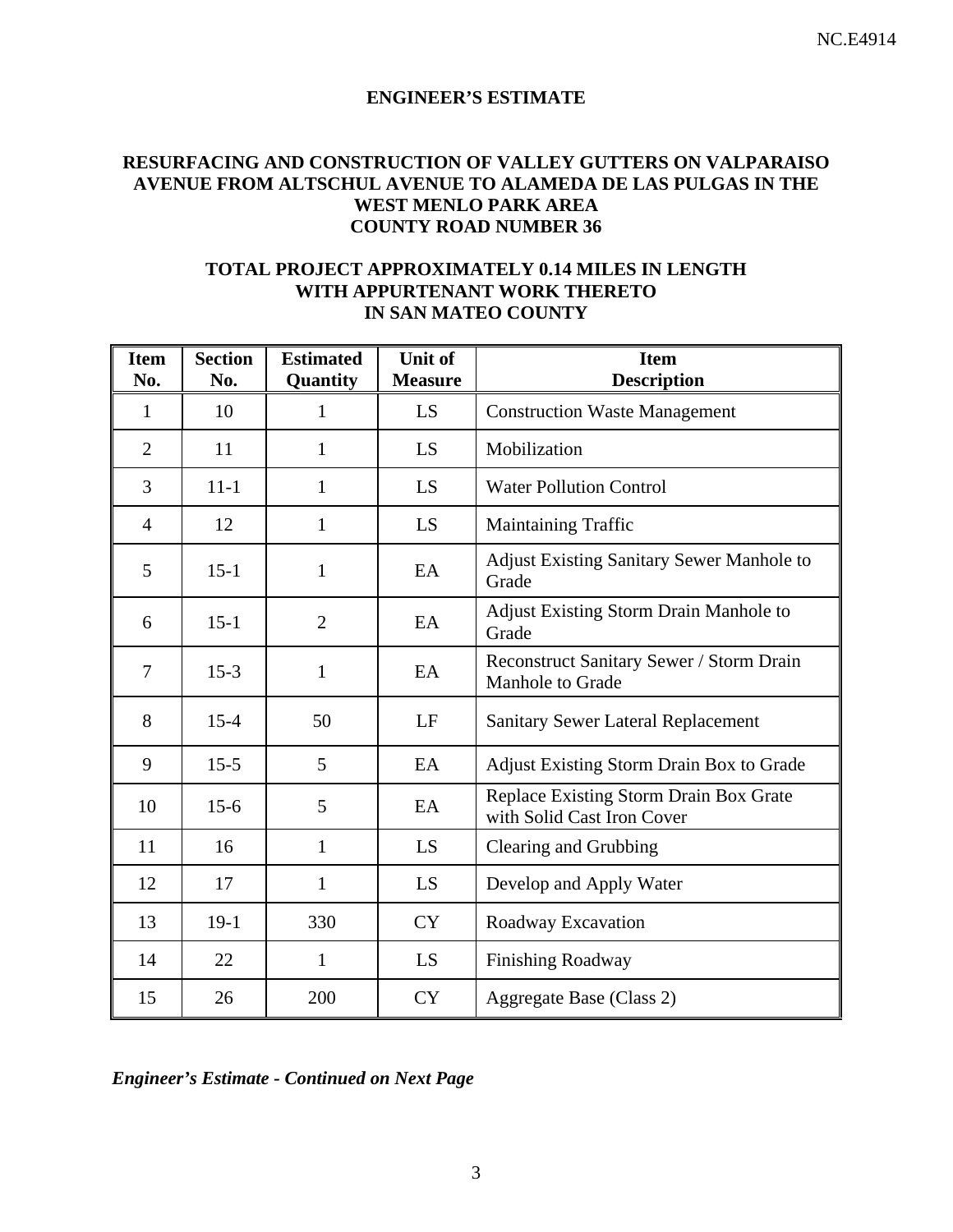NC.E4914

## ENGINEER'S ESTIMATE

### RESURFACING AND CONSTRUCTION OF VALLEY GUTTERS ON VALPARAISO AVENUE FROM ALTSCHUL AVENUE TO ALAMEDA DE LAS PULGAS IN THE WEST MENLO PARK AREA
### COUNTY ROAD NUMBER 36

### TOTAL PROJECT APPROXIMATELY 0.14 MILES IN LENGTH WITH APPURTENANT WORK THERETO IN SAN MATEO COUNTY

| Item No. | Section No. | Estimated Quantity | Unit of Measure | Item Description |
|---|---|---|---|---|
| 1 | 10 | 1 | LS | Construction Waste Management |
| 2 | 11 | 1 | LS | Mobilization |
| 3 | 11-1 | 1 | LS | Water Pollution Control |
| 4 | 12 | 1 | LS | Maintaining Traffic |
| 5 | 15-1 | 1 | EA | Adjust Existing Sanitary Sewer Manhole to Grade |
| 6 | 15-1 | 2 | EA | Adjust Existing Storm Drain Manhole to Grade |
| 7 | 15-3 | 1 | EA | Reconstruct Sanitary Sewer / Storm Drain Manhole to Grade |
| 8 | 15-4 | 50 | LF | Sanitary Sewer Lateral Replacement |
| 9 | 15-5 | 5 | EA | Adjust Existing Storm Drain Box to Grade |
| 10 | 15-6 | 5 | EA | Replace Existing Storm Drain Box Grate with Solid Cast Iron Cover |
| 11 | 16 | 1 | LS | Clearing and Grubbing |
| 12 | 17 | 1 | LS | Develop and Apply Water |
| 13 | 19-1 | 330 | CY | Roadway Excavation |
| 14 | 22 | 1 | LS | Finishing Roadway |
| 15 | 26 | 200 | CY | Aggregate Base (Class 2) |

***Engineer's Estimate - Continued on Next Page***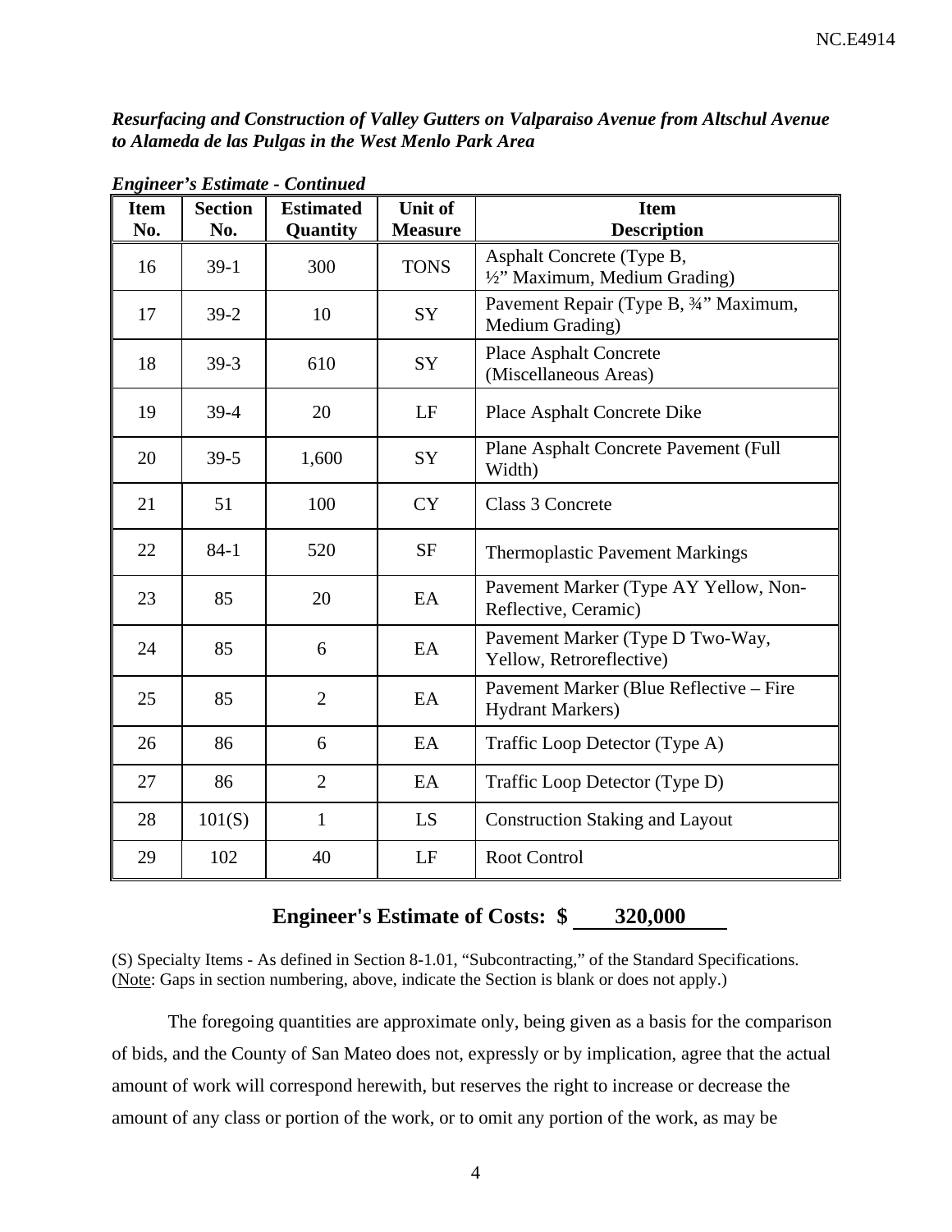*Resurfacing and Construction of Valley Gutters on Valparaiso Avenue from Altschul Avenue to Alameda de las Pulgas in the West Menlo Park Area*

*Engineer's Estimate - Continued*

| Item No. | Section No. | Estimated Quantity | Unit of Measure | Item Description |
|---|---|---|---|---|
| 16 | 39-1 | 300 | TONS | Asphalt Concrete (Type B, ½" Maximum, Medium Grading) |
| 17 | 39-2 | 10 | SY | Pavement Repair (Type B, ¾" Maximum, Medium Grading) |
| 18 | 39-3 | 610 | SY | Place Asphalt Concrete (Miscellaneous Areas) |
| 19 | 39-4 | 20 | LF | Place Asphalt Concrete Dike |
| 20 | 39-5 | 1,600 | SY | Plane Asphalt Concrete Pavement (Full Width) |
| 21 | 51 | 100 | CY | Class 3 Concrete |
| 22 | 84-1 | 520 | SF | Thermoplastic Pavement Markings |
| 23 | 85 | 20 | EA | Pavement Marker (Type AY Yellow, Non-Reflective, Ceramic) |
| 24 | 85 | 6 | EA | Pavement Marker (Type D Two-Way, Yellow, Retroreflective) |
| 25 | 85 | 2 | EA | Pavement Marker (Blue Reflective – Fire Hydrant Markers) |
| 26 | 86 | 6 | EA | Traffic Loop Detector (Type A) |
| 27 | 86 | 2 | EA | Traffic Loop Detector (Type D) |
| 28 | 101(S) | 1 | LS | Construction Staking and Layout |
| 29 | 102 | 40 | LF | Root Control |

**Engineer's Estimate of Costs: $ 320,000**

(S) Specialty Items - As defined in Section 8-1.01, "Subcontracting," of the Standard Specifications.
(Note: Gaps in section numbering, above, indicate the Section is blank or does not apply.)

The foregoing quantities are approximate only, being given as a basis for the comparison of bids, and the County of San Mateo does not, expressly or by implication, agree that the actual amount of work will correspond herewith, but reserves the right to increase or decrease the amount of any class or portion of the work, or to omit any portion of the work, as may be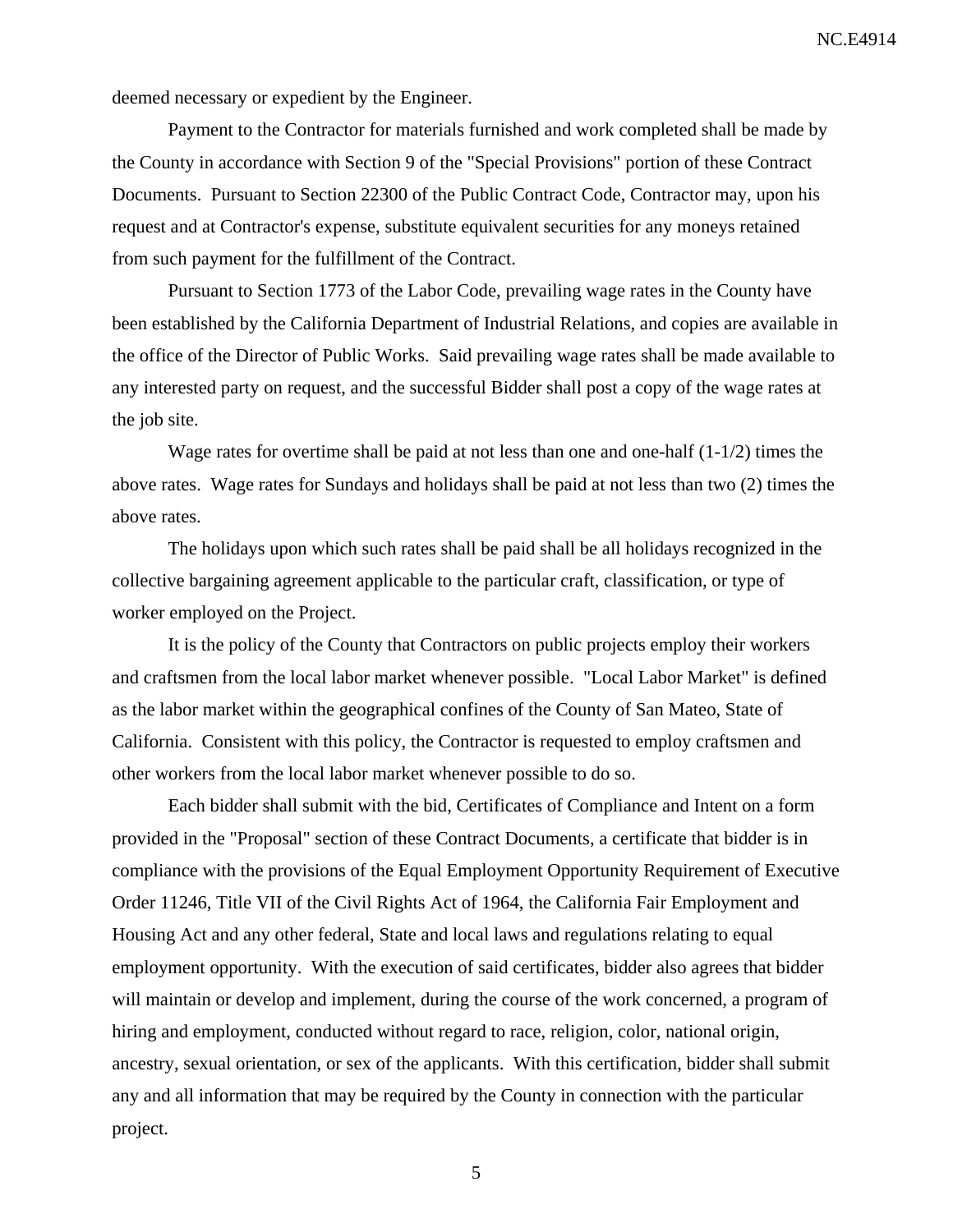deemed necessary or expedient by the Engineer.

Payment to the Contractor for materials furnished and work completed shall be made by the County in accordance with Section 9 of the "Special Provisions" portion of these Contract Documents. Pursuant to Section 22300 of the Public Contract Code, Contractor may, upon his request and at Contractor's expense, substitute equivalent securities for any moneys retained from such payment for the fulfillment of the Contract.

Pursuant to Section 1773 of the Labor Code, prevailing wage rates in the County have been established by the California Department of Industrial Relations, and copies are available in the office of the Director of Public Works. Said prevailing wage rates shall be made available to any interested party on request, and the successful Bidder shall post a copy of the wage rates at the job site.

Wage rates for overtime shall be paid at not less than one and one-half (1-1/2) times the above rates. Wage rates for Sundays and holidays shall be paid at not less than two (2) times the above rates.

The holidays upon which such rates shall be paid shall be all holidays recognized in the collective bargaining agreement applicable to the particular craft, classification, or type of worker employed on the Project.

It is the policy of the County that Contractors on public projects employ their workers and craftsmen from the local labor market whenever possible. "Local Labor Market" is defined as the labor market within the geographical confines of the County of San Mateo, State of California. Consistent with this policy, the Contractor is requested to employ craftsmen and other workers from the local labor market whenever possible to do so.

Each bidder shall submit with the bid, Certificates of Compliance and Intent on a form provided in the "Proposal" section of these Contract Documents, a certificate that bidder is in compliance with the provisions of the Equal Employment Opportunity Requirement of Executive Order 11246, Title VII of the Civil Rights Act of 1964, the California Fair Employment and Housing Act and any other federal, State and local laws and regulations relating to equal employment opportunity. With the execution of said certificates, bidder also agrees that bidder will maintain or develop and implement, during the course of the work concerned, a program of hiring and employment, conducted without regard to race, religion, color, national origin, ancestry, sexual orientation, or sex of the applicants. With this certification, bidder shall submit any and all information that may be required by the County in connection with the particular project.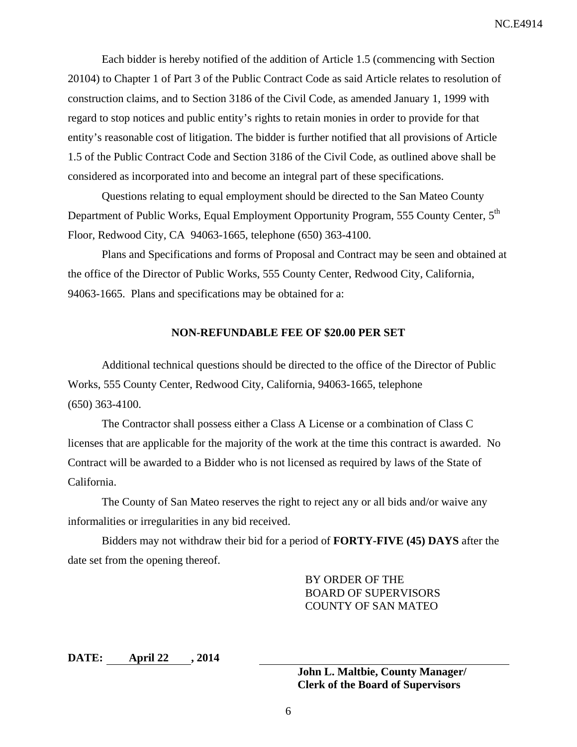Each bidder is hereby notified of the addition of Article 1.5 (commencing with Section 20104) to Chapter 1 of Part 3 of the Public Contract Code as said Article relates to resolution of construction claims, and to Section 3186 of the Civil Code, as amended January 1, 1999 with regard to stop notices and public entity's rights to retain monies in order to provide for that entity's reasonable cost of litigation. The bidder is further notified that all provisions of Article 1.5 of the Public Contract Code and Section 3186 of the Civil Code, as outlined above shall be considered as incorporated into and become an integral part of these specifications.

Questions relating to equal employment should be directed to the San Mateo County Department of Public Works, Equal Employment Opportunity Program, 555 County Center, 5th Floor, Redwood City, CA 94063-1665, telephone (650) 363-4100.

Plans and Specifications and forms of Proposal and Contract may be seen and obtained at the office of the Director of Public Works, 555 County Center, Redwood City, California, 94063-1665. Plans and specifications may be obtained for a:

**NON-REFUNDABLE FEE OF $20.00 PER SET**

Additional technical questions should be directed to the office of the Director of Public Works, 555 County Center, Redwood City, California, 94063-1665, telephone (650) 363-4100.

The Contractor shall possess either a Class A License or a combination of Class C licenses that are applicable for the majority of the work at the time this contract is awarded. No Contract will be awarded to a Bidder who is not licensed as required by laws of the State of California.

The County of San Mateo reserves the right to reject any or all bids and/or waive any informalities or irregularities in any bid received.

Bidders may not withdraw their bid for a period of **FORTY-FIVE (45) DAYS** after the date set from the opening thereof.

BY ORDER OF THE
BOARD OF SUPERVISORS
COUNTY OF SAN MATEO

**DATE: April 22 , 2014**

_______________________________

**John L. Maltbie, County Manager/**
**Clerk of the Board of Supervisors**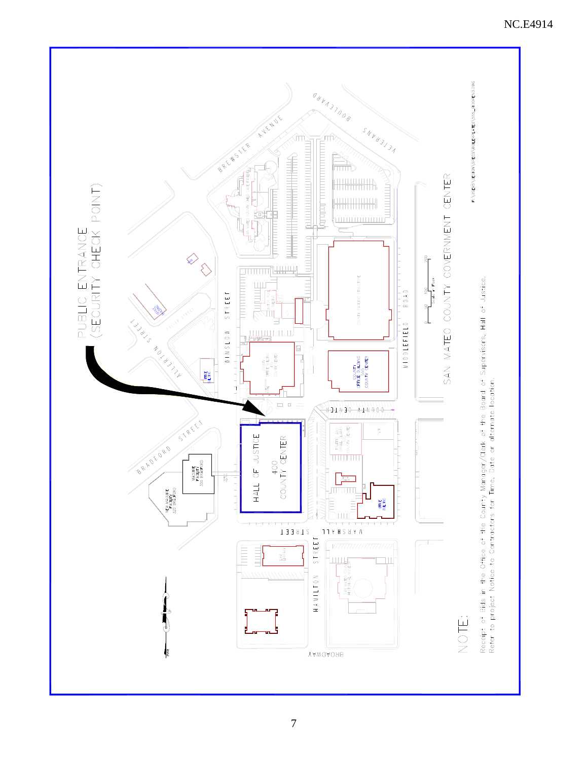PUBLIC ENTRANCE
(SECURITY CHECK POINT)

HALL OF JUSTICE
400
COUNTY CENTER

BREWSTER AVENUE

VETERANS BOULEVARD

WINSLOW STREET

ALLERTON STREET

BRADFORD STREET

MIDDLEFIELD ROAD

COUNTY CENTER

MARSHALL STREET

HAMILTON STREET

BROADWAY

MAGUIRE FACILITY 300 BRADFORD

NEW MAGUIRE FACILITY 330 BRADFORD

COUNTY OFFICE BUILDING 455 COUNTY CENTER

OFFICE BUILDING

SAN MATEO COUNTY GOVERNMENT CENTER

NOTE:

Receipt of Bids in the Office of the County Manager/Clerk of the Board of Supervisors, Hall of Justice.
Refer to project Notice to Contractors for Time, Date or alternate location.